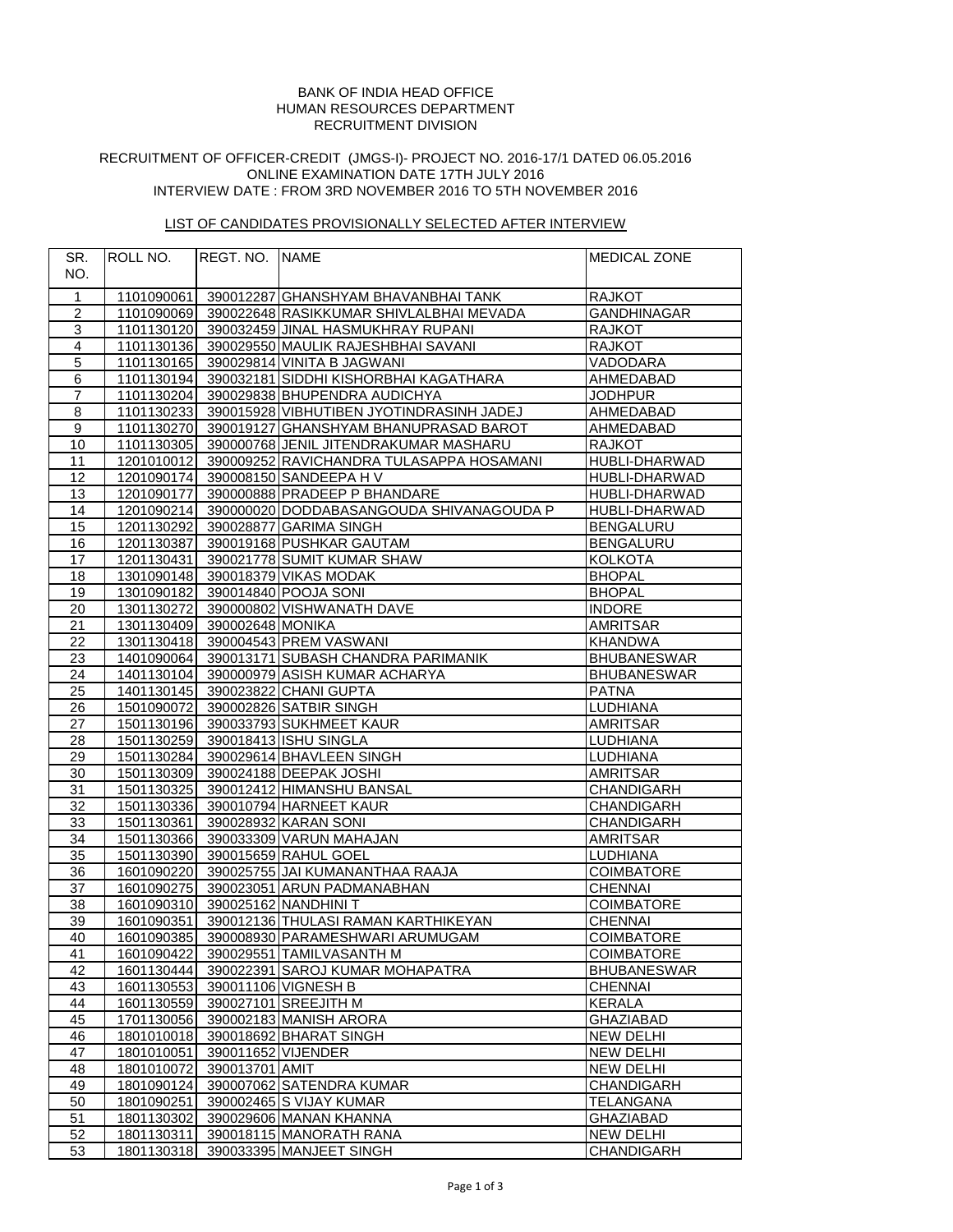BANK OF INDIA HEAD OFFICE
HUMAN RESOURCES DEPARTMENT
RECRUITMENT DIVISION

RECRUITMENT OF OFFICER-CREDIT (JMGS-I)- PROJECT NO. 2016-17/1 DATED 06.05.2016
ONLINE EXAMINATION DATE 17TH JULY 2016
INTERVIEW DATE : FROM 3RD NOVEMBER 2016 TO 5TH NOVEMBER 2016

LIST OF CANDIDATES PROVISIONALLY SELECTED AFTER INTERVIEW

| SR. NO. | ROLL NO. | REGT. NO. | NAME | MEDICAL ZONE |
|---|---|---|---|---|
| 1 | 1101090061 | 390012287 | GHANSHYAM BHAVANBHAI TANK | RAJKOT |
| 2 | 1101090069 | 390022648 | RASIKKUMAR SHIVLALBHAI MEVADA | GANDHINAGAR |
| 3 | 1101130120 | 390032459 | JINAL HASMUKHRAY RUPANI | RAJKOT |
| 4 | 1101130136 | 390029550 | MAULIK RAJESHBHAI SAVANI | RAJKOT |
| 5 | 1101130165 | 390029814 | VINITA B JAGWANI | VADODARA |
| 6 | 1101130194 | 390032181 | SIDDHI KISHORBHAI KAGATHARA | AHMEDABAD |
| 7 | 1101130204 | 390029838 | BHUPENDRA AUDICHYA | JODHPUR |
| 8 | 1101130233 | 390015928 | VIBHUTIBEN JYOTINDRASINH JADEJ | AHMEDABAD |
| 9 | 1101130270 | 390019127 | GHANSHYAM BHANUPRASAD BAROT | AHMEDABAD |
| 10 | 1101130305 | 390000768 | JENIL JITENDRAKUMAR MASHARU | RAJKOT |
| 11 | 1201010012 | 390009252 | RAVICHANDRA TULASAPPA HOSAMANI | HUBLI-DHARWAD |
| 12 | 1201090174 | 390008150 | SANDEEPA H V | HUBLI-DHARWAD |
| 13 | 1201090177 | 390000888 | PRADEEP P BHANDARE | HUBLI-DHARWAD |
| 14 | 1201090214 | 390000020 | DODDABASANGOUDA SHIVANAGOUDA P | HUBLI-DHARWAD |
| 15 | 1201130292 | 390028877 | GARIMA SINGH | BENGALURU |
| 16 | 1201130387 | 390019168 | PUSHKAR GAUTAM | BENGALURU |
| 17 | 1201130431 | 390021778 | SUMIT KUMAR SHAW | KOLKOTA |
| 18 | 1301090148 | 390018379 | VIKAS MODAK | BHOPAL |
| 19 | 1301090182 | 390014840 | POOJA SONI | BHOPAL |
| 20 | 1301130272 | 390000802 | VISHWANATH DAVE | INDORE |
| 21 | 1301130409 | 390002648 | MONIKA | AMRITSAR |
| 22 | 1301130418 | 390004543 | PREM VASWANI | KHANDWA |
| 23 | 1401090064 | 390013171 | SUBASH CHANDRA PARIMANIK | BHUBANESWAR |
| 24 | 1401130104 | 390000979 | ASISH KUMAR ACHARYA | BHUBANESWAR |
| 25 | 1401130145 | 390023822 | CHANI GUPTA | PATNA |
| 26 | 1501090072 | 390002826 | SATBIR SINGH | LUDHIANA |
| 27 | 1501130196 | 390033793 | SUKHMEET KAUR | AMRITSAR |
| 28 | 1501130259 | 390018413 | ISHU SINGLA | LUDHIANA |
| 29 | 1501130284 | 390029614 | BHAVLEEN SINGH | LUDHIANA |
| 30 | 1501130309 | 390024188 | DEEPAK JOSHI | AMRITSAR |
| 31 | 1501130325 | 390012412 | HIMANSHU BANSAL | CHANDIGARH |
| 32 | 1501130336 | 390010794 | HARNEET KAUR | CHANDIGARH |
| 33 | 1501130361 | 390028932 | KARAN SONI | CHANDIGARH |
| 34 | 1501130366 | 390033309 | VARUN MAHAJAN | AMRITSAR |
| 35 | 1501130390 | 390015659 | RAHUL GOEL | LUDHIANA |
| 36 | 1601090220 | 390025755 | JAI KUMANANTHAA RAAJA | COIMBATORE |
| 37 | 1601090275 | 390023051 | ARUN PADMANABHAN | CHENNAI |
| 38 | 1601090310 | 390025162 | NANDHINI T | COIMBATORE |
| 39 | 1601090351 | 390012136 | THULASI RAMAN KARTHIKEYAN | CHENNAI |
| 40 | 1601090385 | 390008930 | PARAMESHWARI ARUMUGAM | COIMBATORE |
| 41 | 1601090422 | 390029551 | TAMILVASANTH M | COIMBATORE |
| 42 | 1601130444 | 390022391 | SAROJ KUMAR MOHAPATRA | BHUBANESWAR |
| 43 | 1601130553 | 390011106 | VIGNESH B | CHENNAI |
| 44 | 1601130559 | 390027101 | SREEJITH M | KERALA |
| 45 | 1701130056 | 390002183 | MANISH ARORA | GHAZIABAD |
| 46 | 1801010018 | 390018692 | BHARAT SINGH | NEW DELHI |
| 47 | 1801010051 | 390011652 | VIJENDER | NEW DELHI |
| 48 | 1801010072 | 390013701 | AMIT | NEW DELHI |
| 49 | 1801090124 | 390007062 | SATENDRA KUMAR | CHANDIGARH |
| 50 | 1801090251 | 390002465 | S VIJAY KUMAR | TELANGANA |
| 51 | 1801130302 | 390029606 | MANAN KHANNA | GHAZIABAD |
| 52 | 1801130311 | 390018115 | MANORATH RANA | NEW DELHI |
| 53 | 1801130318 | 390033395 | MANJEET SINGH | CHANDIGARH |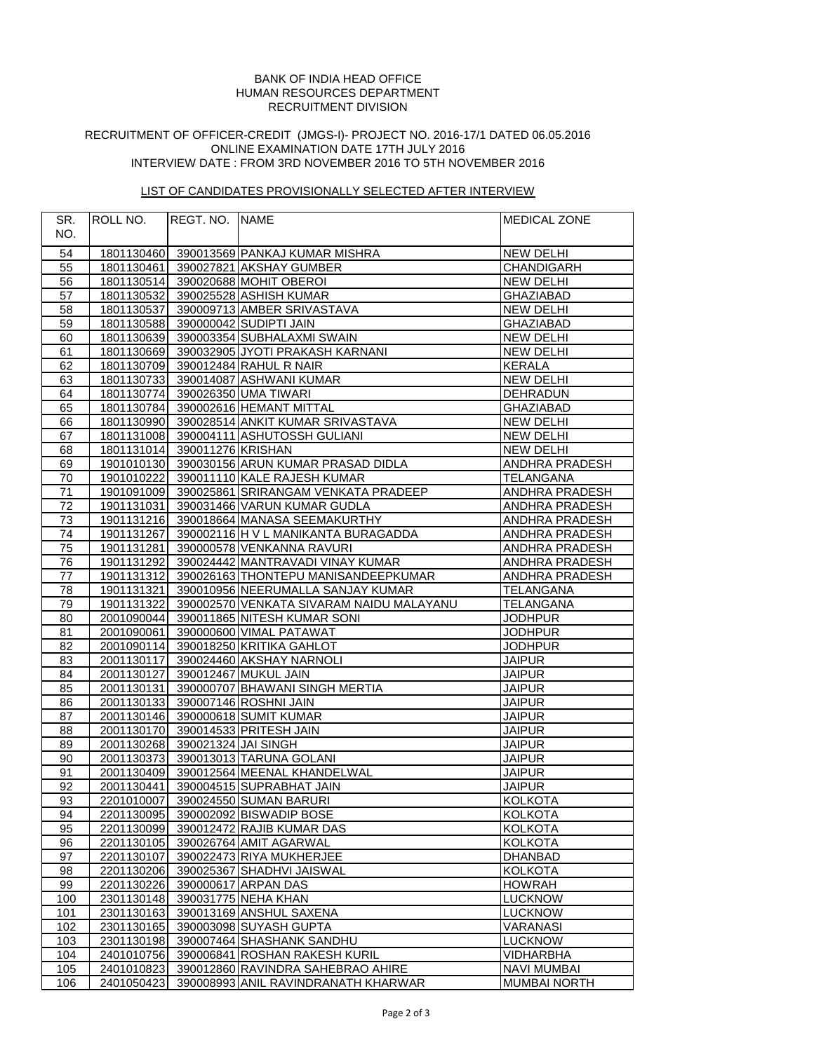BANK OF INDIA HEAD OFFICE
HUMAN RESOURCES DEPARTMENT
RECRUITMENT DIVISION

RECRUITMENT OF OFFICER-CREDIT (JMGS-I)- PROJECT NO. 2016-17/1 DATED 06.05.2016
ONLINE EXAMINATION DATE 17TH JULY 2016
INTERVIEW DATE : FROM 3RD NOVEMBER 2016 TO 5TH NOVEMBER 2016

LIST OF CANDIDATES PROVISIONALLY SELECTED AFTER INTERVIEW

| SR. NO. | ROLL NO. | REGT. NO. | NAME | MEDICAL ZONE |
|---|---|---|---|---|
| 54 | 1801130460 | 390013569 | PANKAJ KUMAR MISHRA | NEW DELHI |
| 55 | 1801130461 | 390027821 | AKSHAY GUMBER | CHANDIGARH |
| 56 | 1801130514 | 390020688 | MOHIT OBEROI | NEW DELHI |
| 57 | 1801130532 | 390025528 | ASHISH KUMAR | GHAZIABAD |
| 58 | 1801130537 | 390009713 | AMBER SRIVASTAVA | NEW DELHI |
| 59 | 1801130588 | 390000042 | SUDIPTI JAIN | GHAZIABAD |
| 60 | 1801130639 | 390003354 | SUBHALAXMI SWAIN | NEW DELHI |
| 61 | 1801130669 | 390032905 | JYOTI PRAKASH KARNANI | NEW DELHI |
| 62 | 1801130709 | 390012484 | RAHUL R NAIR | KERALA |
| 63 | 1801130733 | 390014087 | ASHWANI KUMAR | NEW DELHI |
| 64 | 1801130774 | 390026350 | UMA TIWARI | DEHRADUN |
| 65 | 1801130784 | 390002616 | HEMANT MITTAL | GHAZIABAD |
| 66 | 1801130990 | 390028514 | ANKIT KUMAR SRIVASTAVA | NEW DELHI |
| 67 | 1801131008 | 390004111 | ASHUTOSSH GULIANI | NEW DELHI |
| 68 | 1801131014 | 390011276 | KRISHAN | NEW DELHI |
| 69 | 1901010130 | 390030156 | ARUN KUMAR PRASAD DIDLA | ANDHRA PRADESH |
| 70 | 1901010222 | 390011110 | KALE RAJESH KUMAR | TELANGANA |
| 71 | 1901091009 | 390025861 | SRIRANGAM VENKATA PRADEEP | ANDHRA PRADESH |
| 72 | 1901131031 | 390031466 | VARUN KUMAR GUDLA | ANDHRA PRADESH |
| 73 | 1901131216 | 390018664 | MANASA SEEMAKURTHY | ANDHRA PRADESH |
| 74 | 1901131267 | 390002116 | H V L MANIKANTA BURAGADDA | ANDHRA PRADESH |
| 75 | 1901131281 | 390000578 | VENKANNA RAVURI | ANDHRA PRADESH |
| 76 | 1901131292 | 390024442 | MANTRAVADI VINAY KUMAR | ANDHRA PRADESH |
| 77 | 1901131312 | 390026163 | THONTEPU MANISANDEEPKUMAR | ANDHRA PRADESH |
| 78 | 1901131321 | 390010956 | NEERUMALLA SANJAY KUMAR | TELANGANA |
| 79 | 1901131322 | 390002570 | VENKATA SIVARAM NAIDU MALAYANU | TELANGANA |
| 80 | 2001090044 | 390011865 | NITESH KUMAR SONI | JODHPUR |
| 81 | 2001090061 | 390000600 | VIMAL PATAWAT | JODHPUR |
| 82 | 2001090114 | 390018250 | KRITIKA GAHLOT | JODHPUR |
| 83 | 2001130117 | 390024460 | AKSHAY NARNOLI | JAIPUR |
| 84 | 2001130127 | 390012467 | MUKUL JAIN | JAIPUR |
| 85 | 2001130131 | 390000707 | BHAWANI SINGH MERTIA | JAIPUR |
| 86 | 2001130133 | 390007146 | ROSHNI JAIN | JAIPUR |
| 87 | 2001130146 | 390000618 | SUMIT KUMAR | JAIPUR |
| 88 | 2001130170 | 390014533 | PRITESH JAIN | JAIPUR |
| 89 | 2001130268 | 390021324 | JAI SINGH | JAIPUR |
| 90 | 2001130373 | 390013013 | TARUNA GOLANI | JAIPUR |
| 91 | 2001130409 | 390012564 | MEENAL KHANDELWAL | JAIPUR |
| 92 | 2001130441 | 390004515 | SUPRABHAT JAIN | JAIPUR |
| 93 | 2201010007 | 390024550 | SUMAN BARURI | KOLKOTA |
| 94 | 2201130095 | 390002092 | BISWADIP BOSE | KOLKOTA |
| 95 | 2201130099 | 390012472 | RAJIB KUMAR DAS | KOLKOTA |
| 96 | 2201130105 | 390026764 | AMIT AGARWAL | KOLKOTA |
| 97 | 2201130107 | 390022473 | RIYA MUKHERJEE | DHANBAD |
| 98 | 2201130206 | 390025367 | SHADHVI JAISWAL | KOLKOTA |
| 99 | 2201130226 | 390000617 | ARPAN DAS | HOWRAH |
| 100 | 2301130148 | 390031775 | NEHA KHAN | LUCKNOW |
| 101 | 2301130163 | 390013169 | ANSHUL SAXENA | LUCKNOW |
| 102 | 2301130165 | 390003098 | SUYASH GUPTA | VARANASI |
| 103 | 2301130198 | 390007464 | SHASHANK SANDHU | LUCKNOW |
| 104 | 2401010756 | 390006841 | ROSHAN RAKESH KURIL | VIDHARBHA |
| 105 | 2401010823 | 390012860 | RAVINDRA SAHEBRAO AHIRE | NAVI MUMBAI |
| 106 | 2401050423 | 390008993 | ANIL RAVINDRANATH KHARWAR | MUMBAI NORTH |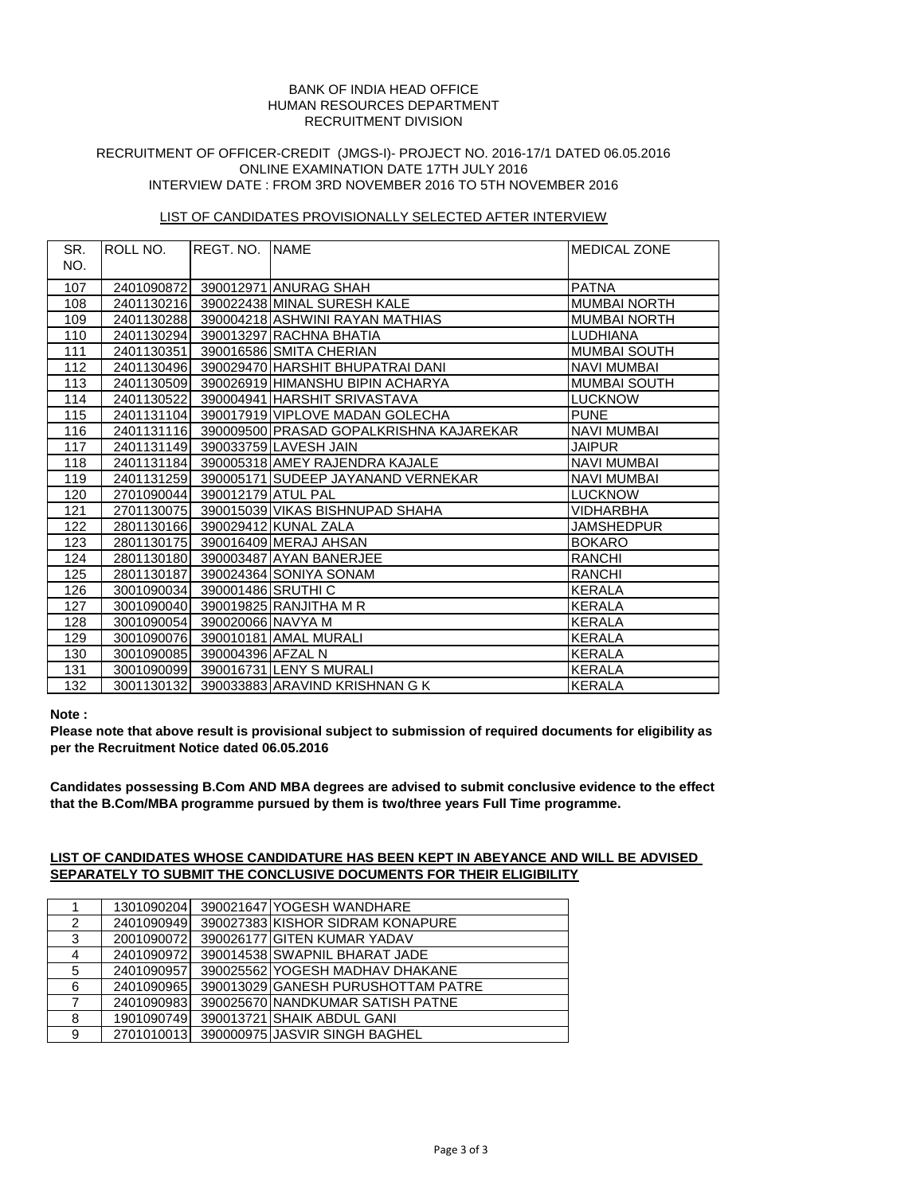BANK OF INDIA HEAD OFFICE
HUMAN RESOURCES DEPARTMENT
RECRUITMENT DIVISION

RECRUITMENT OF OFFICER-CREDIT (JMGS-I)- PROJECT NO. 2016-17/1 DATED 06.05.2016
ONLINE EXAMINATION DATE 17TH JULY 2016
INTERVIEW DATE : FROM 3RD NOVEMBER 2016 TO 5TH NOVEMBER 2016

LIST OF CANDIDATES PROVISIONALLY SELECTED AFTER INTERVIEW

| SR. NO. | ROLL NO. | REGT. NO. | NAME | MEDICAL ZONE |
|---|---|---|---|---|
| 107 | 2401090872 | 390012971 | ANURAG SHAH | PATNA |
| 108 | 2401130216 | 390022438 | MINAL SURESH KALE | MUMBAI NORTH |
| 109 | 2401130288 | 390004218 | ASHWINI RAYAN MATHIAS | MUMBAI NORTH |
| 110 | 2401130294 | 390013297 | RACHNA BHATIA | LUDHIANA |
| 111 | 2401130351 | 390016586 | SMITA CHERIAN | MUMBAI SOUTH |
| 112 | 2401130496 | 390029470 | HARSHIT BHUPATRAI DANI | NAVI MUMBAI |
| 113 | 2401130509 | 390026919 | HIMANSHU BIPIN ACHARYA | MUMBAI SOUTH |
| 114 | 2401130522 | 390004941 | HARSHIT SRIVASTAVA | LUCKNOW |
| 115 | 2401131104 | 390017919 | VIPLOVE MADAN GOLECHA | PUNE |
| 116 | 2401131116 | 390009500 | PRASAD GOPALKRISHNA KAJAREKAR | NAVI MUMBAI |
| 117 | 2401131149 | 390033759 | LAVESH JAIN | JAIPUR |
| 118 | 2401131184 | 390005318 | AMEY RAJENDRA KAJALE | NAVI MUMBAI |
| 119 | 2401131259 | 390005171 | SUDEEP JAYANAND VERNEKAR | NAVI MUMBAI |
| 120 | 2701090044 | 390012179 | ATUL PAL | LUCKNOW |
| 121 | 2701130075 | 390015039 | VIKAS BISHNUPAD SHAHA | VIDHARBHA |
| 122 | 2801130166 | 390029412 | KUNAL ZALA | JAMSHEDPUR |
| 123 | 2801130175 | 390016409 | MERAJ AHSAN | BOKARO |
| 124 | 2801130180 | 390003487 | AYAN BANERJEE | RANCHI |
| 125 | 2801130187 | 390024364 | SONIYA SONAM | RANCHI |
| 126 | 3001090034 | 390001486 | SRUTHI C | KERALA |
| 127 | 3001090040 | 390019825 | RANJITHA M R | KERALA |
| 128 | 3001090054 | 390020066 | NAVYA M | KERALA |
| 129 | 3001090076 | 390010181 | AMAL MURALI | KERALA |
| 130 | 3001090085 | 390004396 | AFZAL N | KERALA |
| 131 | 3001090099 | 390016731 | LENY S MURALI | KERALA |
| 132 | 3001130132 | 390033883 | ARAVIND KRISHNAN G K | KERALA |

**Note :**

**Please note that above result is provisional subject to submission of required documents for eligibility as per the Recruitment Notice dated 06.05.2016**

**Candidates possessing B.Com AND MBA degrees are advised to submit conclusive evidence to the effect that the B.Com/MBA programme pursued by them is two/three years Full Time programme.**

**LIST OF CANDIDATES WHOSE CANDIDATURE HAS BEEN KEPT IN ABEYANCE AND WILL BE ADVISED SEPARATELY TO SUBMIT THE CONCLUSIVE DOCUMENTS FOR THEIR ELIGIBILITY**

| | | | |
|---|---|---|---|
| 1 | 1301090204 | 390021647 | YOGESH WANDHARE |
| 2 | 2401090949 | 390027383 | KISHOR SIDRAM KONAPURE |
| 3 | 2001090072 | 390026177 | GITEN KUMAR YADAV |
| 4 | 2401090972 | 390014538 | SWAPNIL BHARAT JADE |
| 5 | 2401090957 | 390025562 | YOGESH MADHAV DHAKANE |
| 6 | 2401090965 | 390013029 | GANESH PURUSHOTTAM PATRE |
| 7 | 2401090983 | 390025670 | NANDKUMAR SATISH PATNE |
| 8 | 1901090749 | 390013721 | SHAIK ABDUL GANI |
| 9 | 2701010013 | 390000975 | JASVIR SINGH BAGHEL |